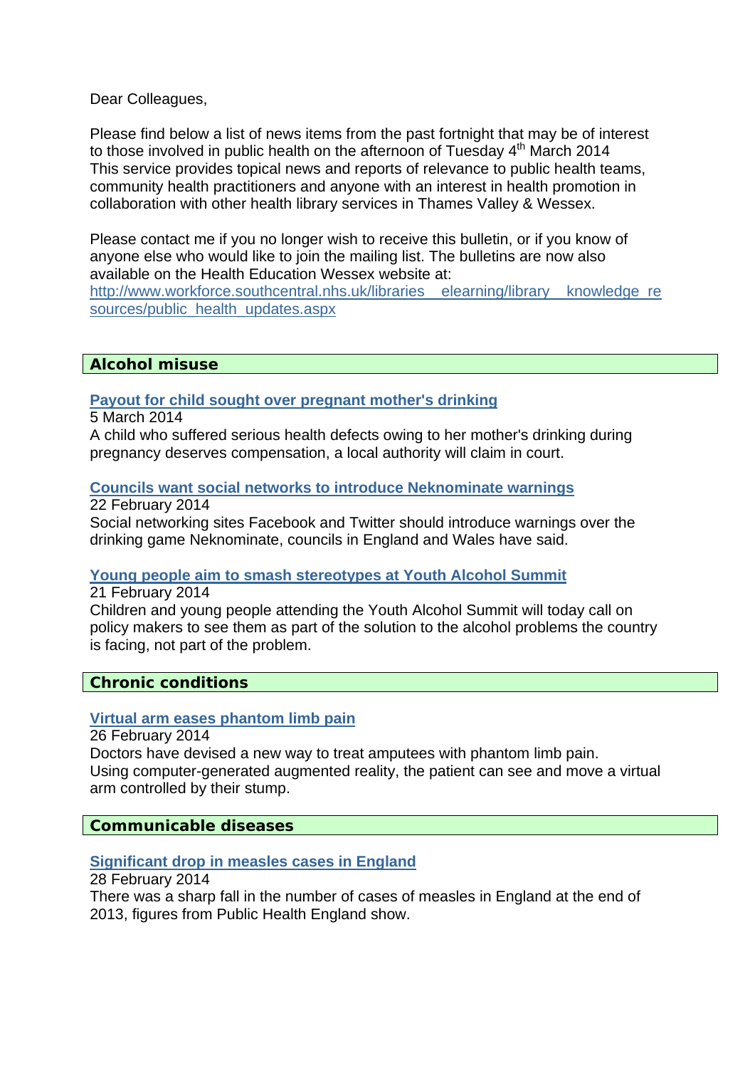Dear Colleagues,

Please find below a list of news items from the past fortnight that may be of interest to those involved in public health on the afternoon of Tuesday 4th March 2014
This service provides topical news and reports of relevance to public health teams, community health practitioners and anyone with an interest in health promotion in collaboration with other health library services in Thames Valley & Wessex.

Please contact me if you no longer wish to receive this bulletin, or if you know of anyone else who would like to join the mailing list. The bulletins are now also available on the Health Education Wessex website at:
[http://www.workforce.southcentral.nhs.uk/libraries__elearning/library__knowledge_resources/public_health_updates.aspx](http://www.workforce.southcentral.nhs.uk/libraries__elearning/library__knowledge_resources/public_health_updates.aspx)

## Alcohol misuse

**Payout for child sought over pregnant mother's drinking**
5 March 2014
A child who suffered serious health defects owing to her mother's drinking during pregnancy deserves compensation, a local authority will claim in court.

**Councils want social networks to introduce Neknominate warnings**
22 February 2014
Social networking sites Facebook and Twitter should introduce warnings over the drinking game Neknominate, councils in England and Wales have said.

**Young people aim to smash stereotypes at Youth Alcohol Summit**
21 February 2014
Children and young people attending the Youth Alcohol Summit will today call on policy makers to see them as part of the solution to the alcohol problems the country is facing, not part of the problem.

## Chronic conditions

**Virtual arm eases phantom limb pain**
26 February 2014
Doctors have devised a new way to treat amputees with phantom limb pain.
Using computer-generated augmented reality, the patient can see and move a virtual arm controlled by their stump.

## Communicable diseases

**Significant drop in measles cases in England**
28 February 2014
There was a sharp fall in the number of cases of measles in England at the end of 2013, figures from Public Health England show.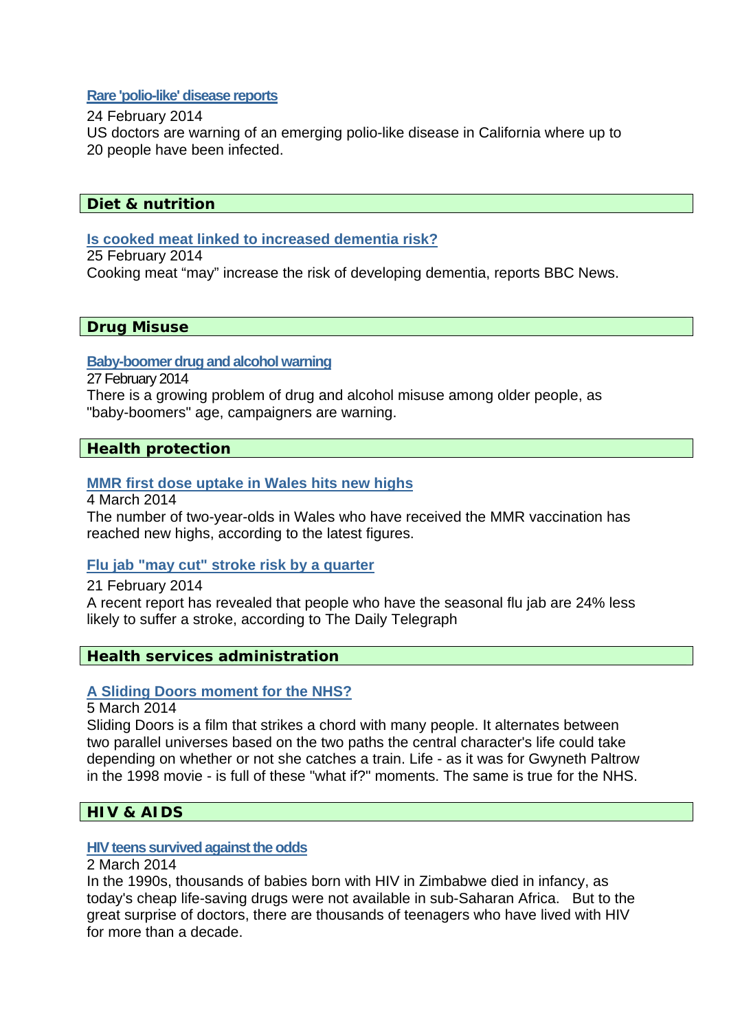**Rare 'polio-like' disease reports**

24 February 2014
US doctors are warning of an emerging polio-like disease in California where up to 20 people have been infected.

## Diet & nutrition

**Is cooked meat linked to increased dementia risk?**

25 February 2014
Cooking meat “may” increase the risk of developing dementia, reports BBC News.

## Drug Misuse

**Baby-boomer drug and alcohol warning**

27 February 2014
There is a growing problem of drug and alcohol misuse among older people, as "baby-boomers" age, campaigners are warning.

## Health protection

**MMR first dose uptake in Wales hits new highs**

4 March 2014
The number of two-year-olds in Wales who have received the MMR vaccination has reached new highs, according to the latest figures.

**Flu jab "may cut" stroke risk by a quarter**

21 February 2014
A recent report has revealed that people who have the seasonal flu jab are 24% less likely to suffer a stroke, according to The Daily Telegraph

## Health services administration

**A Sliding Doors moment for the NHS?**

5 March 2014
Sliding Doors is a film that strikes a chord with many people. It alternates between two parallel universes based on the two paths the central character's life could take depending on whether or not she catches a train. Life - as it was for Gwyneth Paltrow in the 1998 movie - is full of these "what if?" moments. The same is true for the NHS.

## HIV & AIDS

**HIV teens survived against the odds**

2 March 2014
In the 1990s, thousands of babies born with HIV in Zimbabwe died in infancy, as today's cheap life-saving drugs were not available in sub-Saharan Africa. But to the great surprise of doctors, there are thousands of teenagers who have lived with HIV for more than a decade.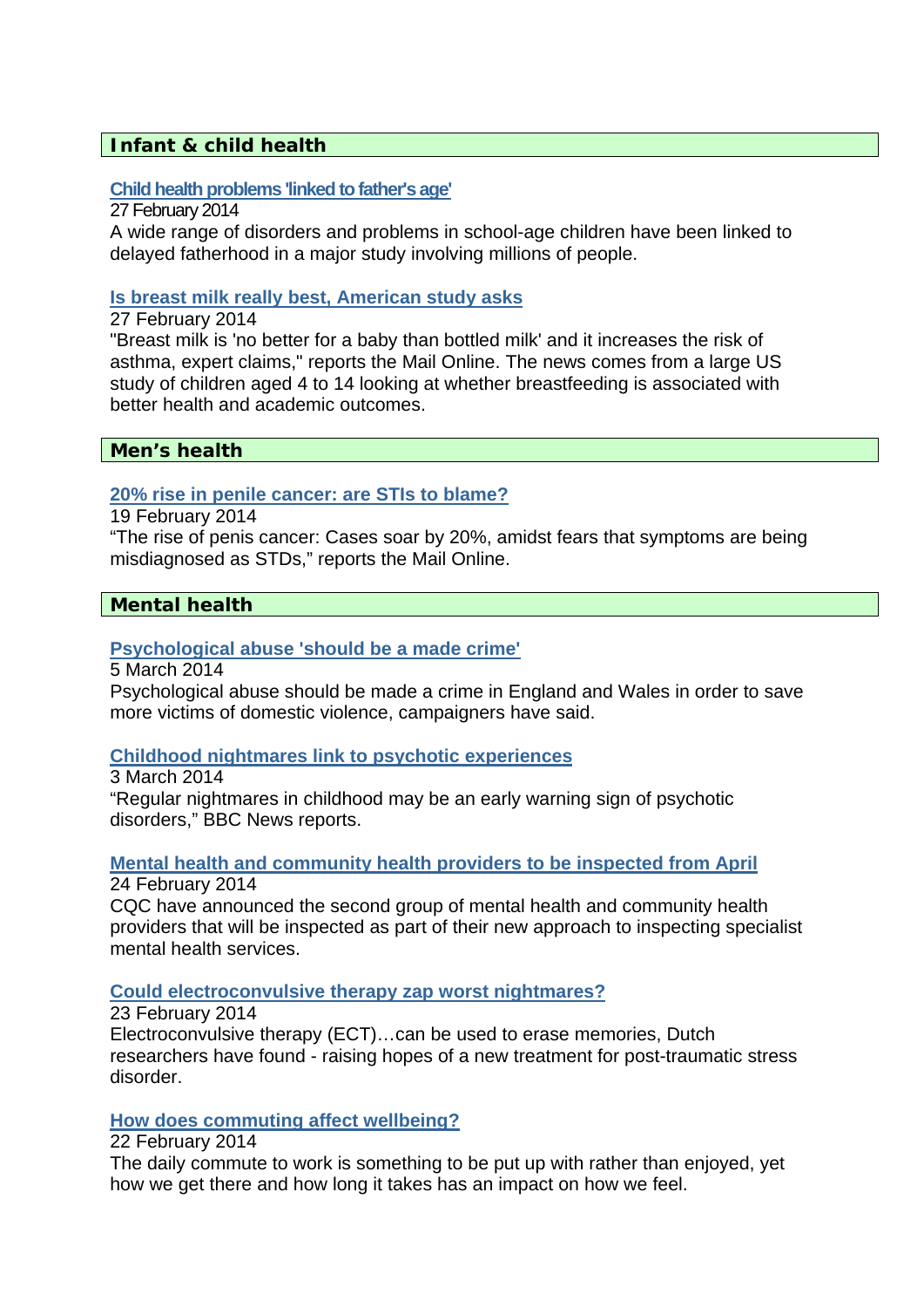## Infant & child health

**Child health problems 'linked to father's age'**
27 February 2014
A wide range of disorders and problems in school-age children have been linked to delayed fatherhood in a major study involving millions of people.

**Is breast milk really best, American study asks**
27 February 2014
"Breast milk is 'no better for a baby than bottled milk' and it increases the risk of asthma, expert claims," reports the Mail Online. The news comes from a large US study of children aged 4 to 14 looking at whether breastfeeding is associated with better health and academic outcomes.

## Men's health

**20% rise in penile cancer: are STIs to blame?**
19 February 2014
"The rise of penis cancer: Cases soar by 20%, amidst fears that symptoms are being misdiagnosed as STDs," reports the Mail Online.

## Mental health

**Psychological abuse 'should be a made crime'**
5 March 2014
Psychological abuse should be made a crime in England and Wales in order to save more victims of domestic violence, campaigners have said.

**Childhood nightmares link to psychotic experiences**
3 March 2014
"Regular nightmares in childhood may be an early warning sign of psychotic disorders," BBC News reports.

**Mental health and community health providers to be inspected from April**
24 February 2014
CQC have announced the second group of mental health and community health providers that will be inspected as part of their new approach to inspecting specialist mental health services.

**Could electroconvulsive therapy zap worst nightmares?**
23 February 2014
Electroconvulsive therapy (ECT)…can be used to erase memories, Dutch researchers have found - raising hopes of a new treatment for post-traumatic stress disorder.

**How does commuting affect wellbeing?**
22 February 2014
The daily commute to work is something to be put up with rather than enjoyed, yet how we get there and how long it takes has an impact on how we feel.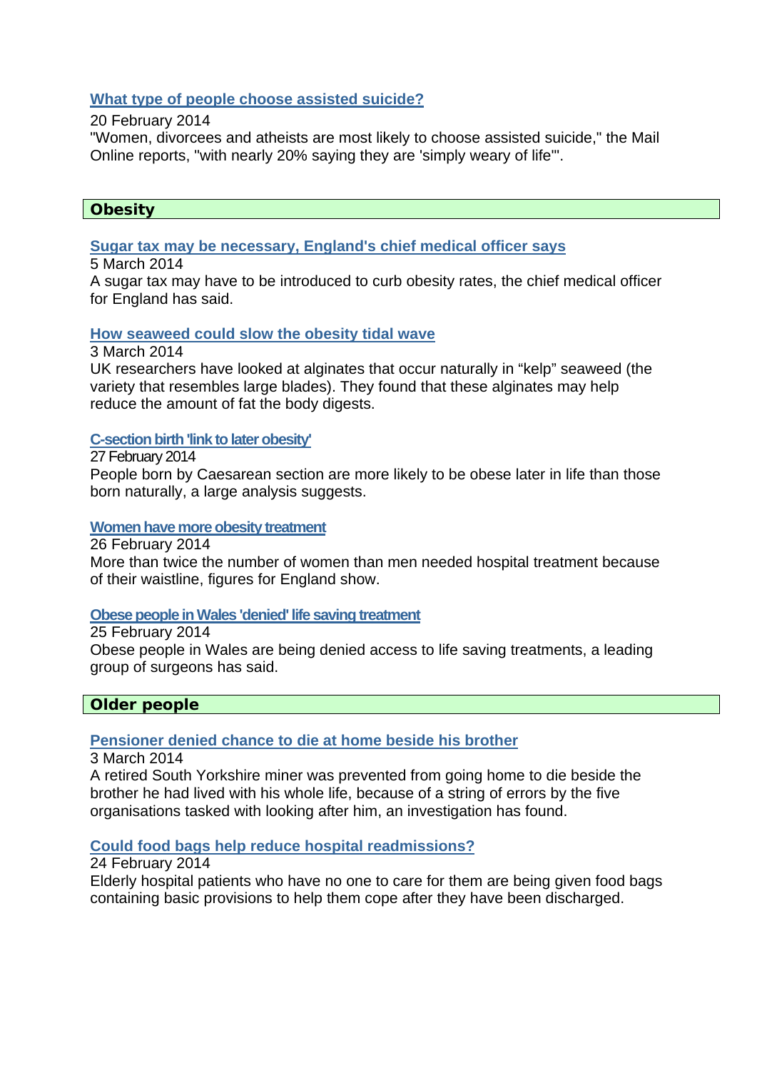**What type of people choose assisted suicide?**

20 February 2014
"Women, divorcees and atheists are most likely to choose assisted suicide," the Mail Online reports, "with nearly 20% saying they are 'simply weary of life'".

## Obesity

**Sugar tax may be necessary, England's chief medical officer says**

5 March 2014
A sugar tax may have to be introduced to curb obesity rates, the chief medical officer for England has said.

**How seaweed could slow the obesity tidal wave**

3 March 2014
UK researchers have looked at alginates that occur naturally in "kelp" seaweed (the variety that resembles large blades). They found that these alginates may help reduce the amount of fat the body digests.

**C-section birth 'link to later obesity'**

27 February 2014
People born by Caesarean section are more likely to be obese later in life than those born naturally, a large analysis suggests.

**Women have more obesity treatment**

26 February 2014
More than twice the number of women than men needed hospital treatment because of their waistline, figures for England show.

**Obese people in Wales 'denied' life saving treatment**

25 February 2014
Obese people in Wales are being denied access to life saving treatments, a leading group of surgeons has said.

## Older people

**Pensioner denied chance to die at home beside his brother**

3 March 2014
A retired South Yorkshire miner was prevented from going home to die beside the brother he had lived with his whole life, because of a string of errors by the five organisations tasked with looking after him, an investigation has found.

**Could food bags help reduce hospital readmissions?**

24 February 2014
Elderly hospital patients who have no one to care for them are being given food bags containing basic provisions to help them cope after they have been discharged.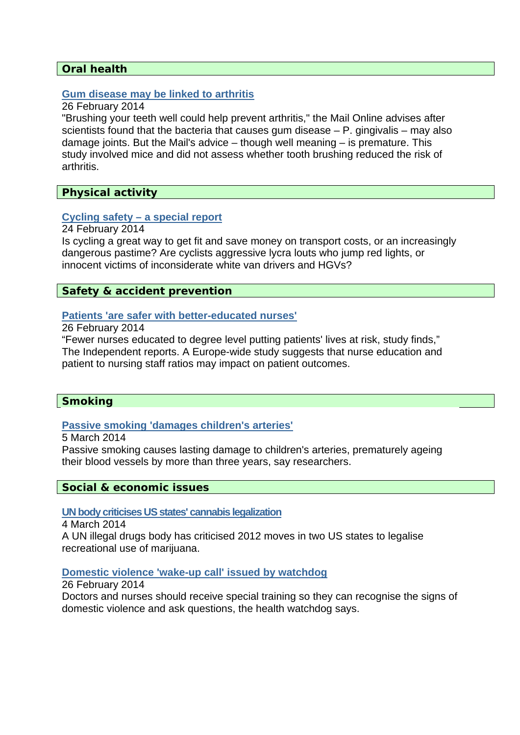## Oral health

**Gum disease may be linked to arthritis**

26 February 2014

"Brushing your teeth well could help prevent arthritis," the Mail Online advises after scientists found that the bacteria that causes gum disease – P. gingivalis – may also damage joints. But the Mail's advice – though well meaning – is premature. This study involved mice and did not assess whether tooth brushing reduced the risk of arthritis.

## Physical activity

**Cycling safety – a special report**

24 February 2014

Is cycling a great way to get fit and save money on transport costs, or an increasingly dangerous pastime? Are cyclists aggressive lycra louts who jump red lights, or innocent victims of inconsiderate white van drivers and HGVs?

## Safety & accident prevention

**Patients 'are safer with better-educated nurses'**

26 February 2014

"Fewer nurses educated to degree level putting patients' lives at risk, study finds," The Independent reports. A Europe-wide study suggests that nurse education and patient to nursing staff ratios may impact on patient outcomes.

## Smoking

**Passive smoking 'damages children's arteries'**

5 March 2014

Passive smoking causes lasting damage to children's arteries, prematurely ageing their blood vessels by more than three years, say researchers.

## Social & economic issues

**UN body criticises US states' cannabis legalization**

4 March 2014

A UN illegal drugs body has criticised 2012 moves in two US states to legalise recreational use of marijuana.

**Domestic violence 'wake-up call' issued by watchdog**

26 February 2014

Doctors and nurses should receive special training so they can recognise the signs of domestic violence and ask questions, the health watchdog says.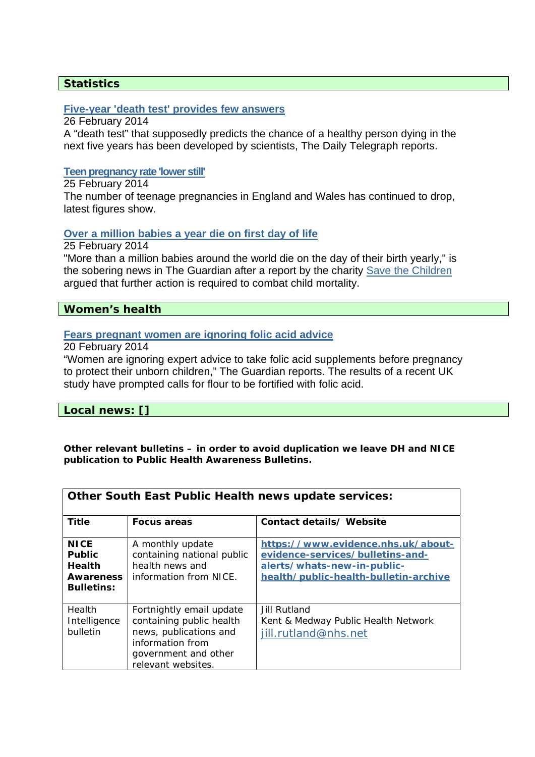## Statistics

**Five-year 'death test' provides few answers**
26 February 2014
A "death test" that supposedly predicts the chance of a healthy person dying in the next five years has been developed by scientists, The Daily Telegraph reports.

**Teen pregnancy rate 'lower still'**
25 February 2014
The number of teenage pregnancies in England and Wales has continued to drop, latest figures show.

**Over a million babies a year die on first day of life**
25 February 2014
"More than a million babies around the world die on the day of their birth yearly," is the sobering news in The Guardian after a report by the charity Save the Children argued that further action is required to combat child mortality.

## Women's health

**Fears pregnant women are ignoring folic acid advice**
20 February 2014
"Women are ignoring expert advice to take folic acid supplements before pregnancy to protect their unborn children," The Guardian reports. The results of a recent UK study have prompted calls for flour to be fortified with folic acid.

## Local news: []

**Other relevant bulletins – in order to avoid duplication we leave DH and NICE publication to Public Health Awareness Bulletins.**

**Other South East Public Health news update services:**

| Title | Focus areas | Contact details/ Website |
|---|---|---|
| **NICE Public Health Awareness Bulletins:** | A monthly update containing national public health news and information from NICE. | **https://www.evidence.nhs.uk/about-evidence-services/bulletins-and-alerts/whats-new-in-public-health/public-health-bulletin-archive** |
| Health Intelligence bulletin | Fortnightly email update containing public health news, publications and information from government and other relevant websites. | Jill Rutland<br>Kent & Medway Public Health Network<br>jill.rutland@nhs.net |